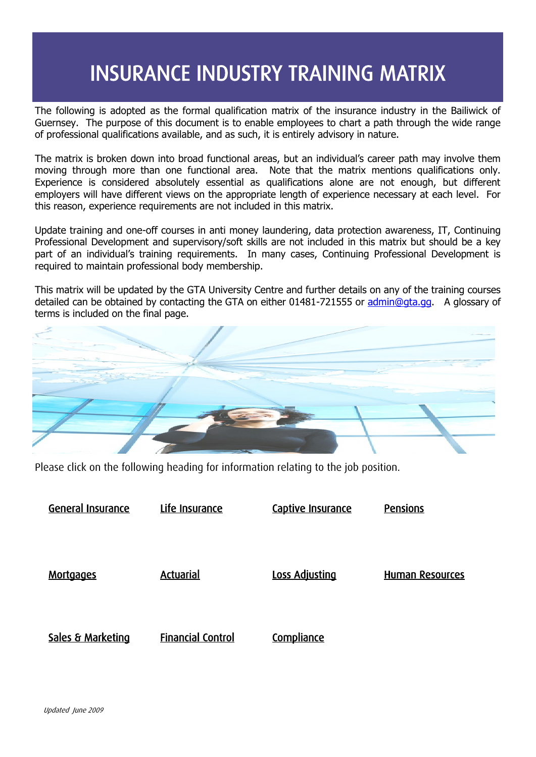# INSURANCE INDUSTRY TRAINING MATRIX

The following is adopted as the formal qualification matrix of the insurance industry in the Bailiwick of Guernsey. The purpose of this document is to enable employees to chart a path through the wide range of professional qualifications available, and as such, it is entirely advisory in nature.

The matrix is broken down into broad functional areas, but an individual's career path may involve them moving through more than one functional area. Note that the matrix mentions qualifications only. Experience is considered absolutely essential as qualifications alone are not enough, but different employers will have different views on the appropriate length of experience necessary at each level. For this reason, experience requirements are not included in this matrix.

Update training and one-off courses in anti money laundering, data protection awareness, IT, Continuing Professional Development and supervisory/soft skills are not included in this matrix but should be a key part of an individual's training requirements. In many cases, Continuing Professional Development is required to maintain professional body membership.

This matrix will be updated by the GTA University Centre and further details on any of the training courses detailed can be obtained by contacting the GTA on either 01481-721555 or admin@gta.gg. A glossary of terms is included on the final page.

Please click on the following heading for information relating to the job position.

- General Insurance
- Life Insurance
- Captive Insurance
- Pensions
- Mortgages
- Actuarial
- Loss Adjusting
- Human Resources
- Sales & Marketing
- Financial Control
- Compliance

*Updated June 2009*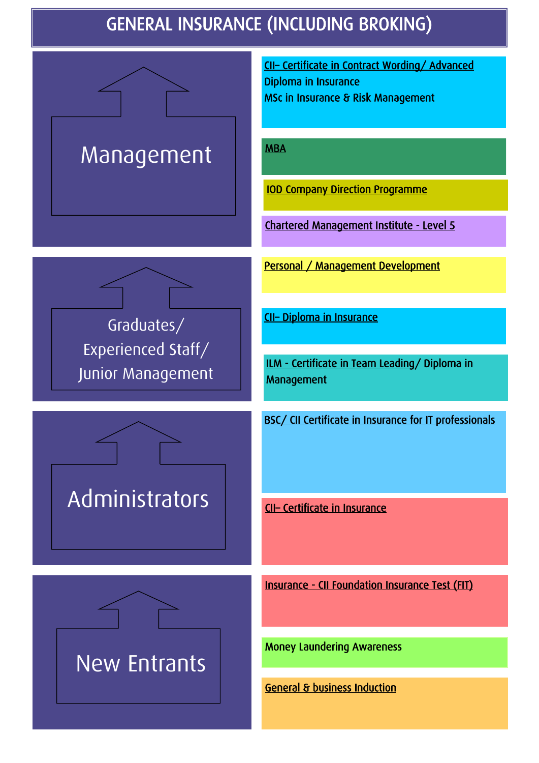# GENERAL INSURANCE (INCLUDING BROKING)

## Management

- CII– Certificate in Contract Wording/ Advanced Diploma in Insurance
  MSc in Insurance & Risk Management
- MBA
- IOD Company Direction Programme
- Chartered Management Institute - Level 5

## Graduates/ Experienced Staff/ Junior Management

- Personal / Management Development
- CII– Diploma in Insurance
- ILM - Certificate in Team Leading/ Diploma in Management

## Administrators

- BSC/ CII Certificate in Insurance for IT professionals
- CII– Certificate in Insurance

## New Entrants

- Insurance - CII Foundation Insurance Test (FIT)
- Money Laundering Awareness
- General & business Induction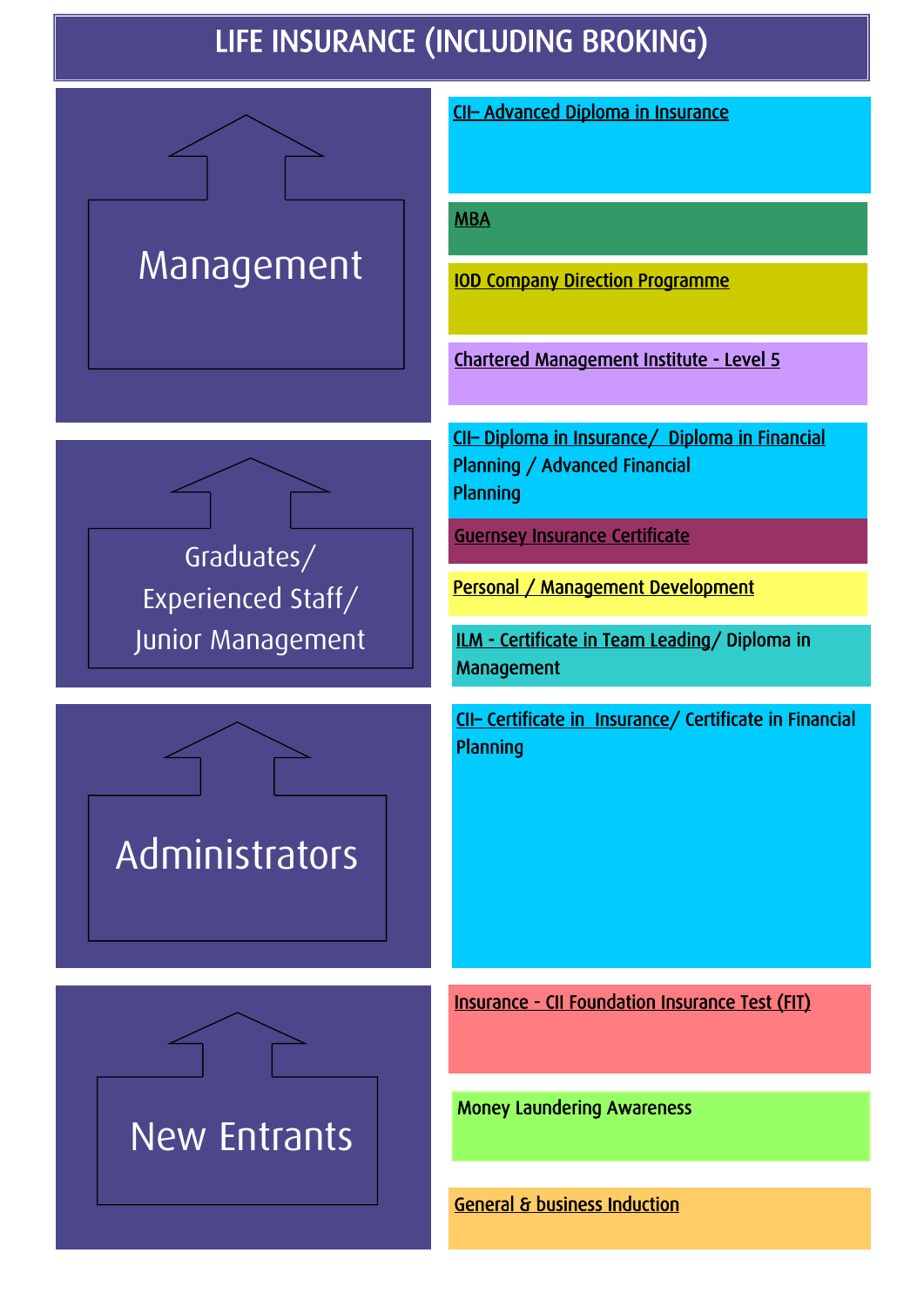# LIFE INSURANCE (INCLUDING BROKING)

## Management

- CII– Advanced Diploma in Insurance
- MBA
- IOD Company Direction Programme
- Chartered Management Institute - Level 5

## Graduates/ Experienced Staff/ Junior Management

- CII– Diploma in Insurance/ Diploma in Financial Planning / Advanced Financial Planning
- Guernsey Insurance Certificate
- Personal / Management Development
- ILM - Certificate in Team Leading/ Diploma in Management

## Administrators

- CII– Certificate in Insurance/ Certificate in Financial Planning

## New Entrants

- Insurance - CII Foundation Insurance Test (FIT)
- Money Laundering Awareness
- General & business Induction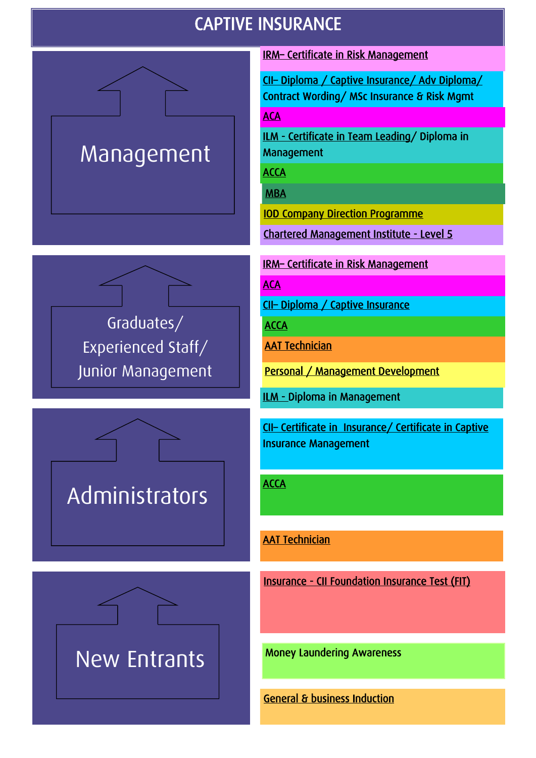# CAPTIVE INSURANCE

## Management

- IRM– Certificate in Risk Management
- CII– Diploma / Captive Insurance/ Adv Diploma/ Contract Wording/ MSc Insurance & Risk Mgmt
- ACA
- ILM - Certificate in Team Leading/ Diploma in Management
- ACCA
- MBA
- IOD Company Direction Programme
- Chartered Management Institute - Level 5

## Graduates/ Experienced Staff/ Junior Management

- IRM– Certificate in Risk Management
- ACA
- CII– Diploma / Captive Insurance
- ACCA
- AAT Technician
- Personal / Management Development
- ILM - Diploma in Management

## Administrators

- CII– Certificate in Insurance/ Certificate in Captive Insurance Management
- ACCA
- AAT Technician

## New Entrants

- Insurance - CII Foundation Insurance Test (FIT)
- Money Laundering Awareness
- General & business Induction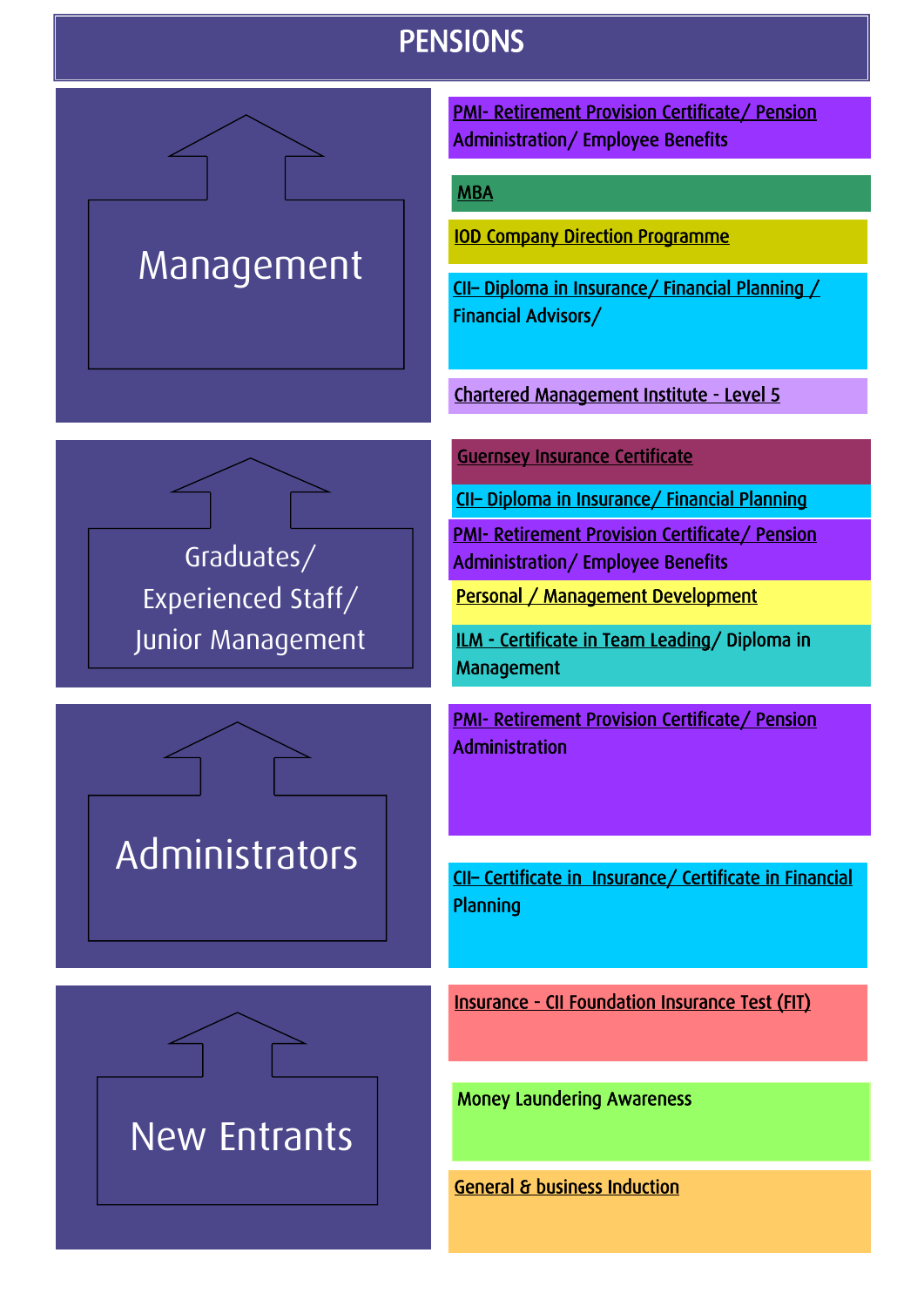# PENSIONS

## Management

- PMI- Retirement Provision Certificate/ Pension Administration/ Employee Benefits
- MBA
- IOD Company Direction Programme
- CII– Diploma in Insurance/ Financial Planning / Financial Advisors/
- Chartered Management Institute - Level 5

## Graduates/ Experienced Staff/ Junior Management

- Guernsey Insurance Certificate
- CII– Diploma in Insurance/ Financial Planning
- PMI- Retirement Provision Certificate/ Pension Administration/ Employee Benefits
- Personal / Management Development
- ILM - Certificate in Team Leading/ Diploma in Management

## Administrators

- PMI- Retirement Provision Certificate/ Pension Administration
- CII– Certificate in Insurance/ Certificate in Financial Planning

## New Entrants

- Insurance - CII Foundation Insurance Test (FIT)
- Money Laundering Awareness
- General & business Induction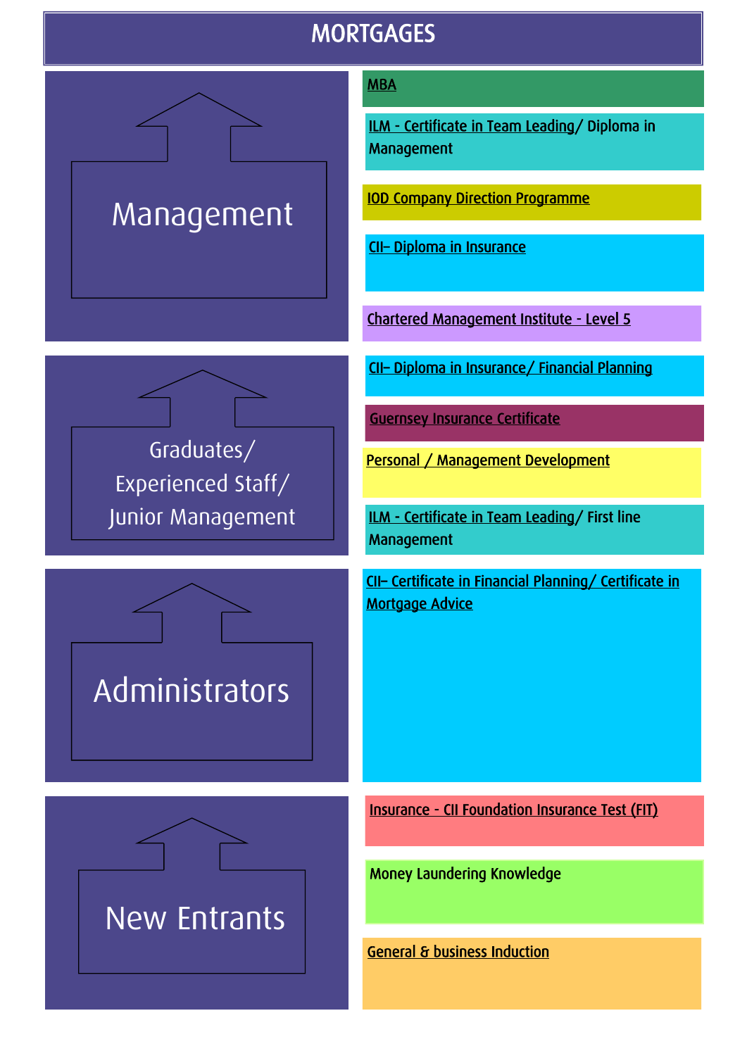# MORTGAGES

## Management

- MBA
- ILM - Certificate in Team Leading/ Diploma in Management
- IOD Company Direction Programme
- CII– Diploma in Insurance
- Chartered Management Institute - Level 5

## Graduates/ Experienced Staff/ Junior Management

- CII– Diploma in Insurance/ Financial Planning
- Guernsey Insurance Certificate
- Personal / Management Development
- ILM - Certificate in Team Leading/ First line Management

## Administrators

- CII– Certificate in Financial Planning/ Certificate in Mortgage Advice

## New Entrants

- Insurance - CII Foundation Insurance Test (FIT)
- Money Laundering Knowledge
- General & business Induction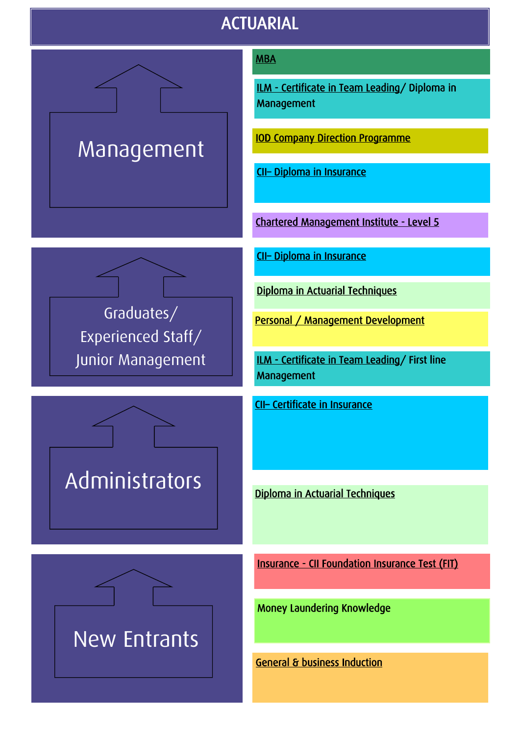# ACTUARIAL

## Management

- MBA
- ILM - Certificate in Team Leading/ Diploma in Management
- IOD Company Direction Programme
- CII– Diploma in Insurance
- Chartered Management Institute - Level 5

## Graduates/ Experienced Staff/ Junior Management

- CII– Diploma in Insurance
- Diploma in Actuarial Techniques
- Personal / Management Development
- ILM - Certificate in Team Leading/ First line Management

## Administrators

- CII– Certificate in Insurance
- Diploma in Actuarial Techniques

## New Entrants

- Insurance - CII Foundation Insurance Test (FIT)
- Money Laundering Knowledge
- General & business Induction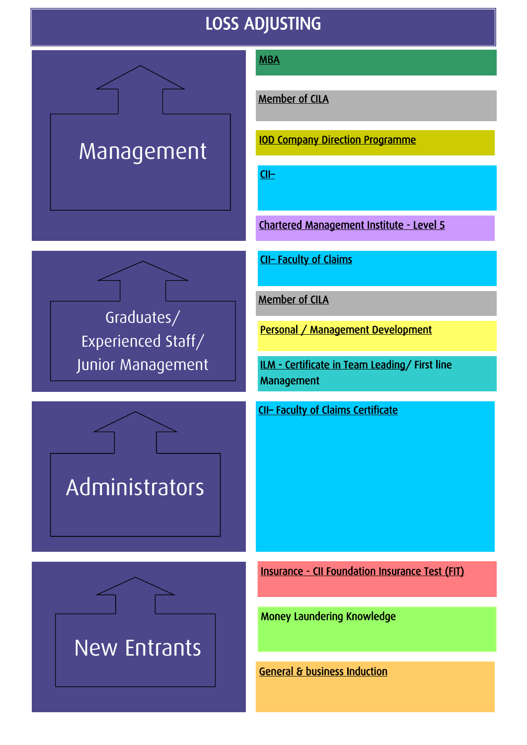# LOSS ADJUSTING

## Management

- MBA
- Member of CILA
- IOD Company Direction Programme
- CII–
- Chartered Management Institute - Level 5

## Graduates/ Experienced Staff/ Junior Management

- CII– Faculty of Claims
- Member of CILA
- Personal / Management Development
- ILM - Certificate in Team Leading/ First line Management

## Administrators

- CII– Faculty of Claims Certificate

## New Entrants

- Insurance - CII Foundation Insurance Test (FIT)
- Money Laundering Knowledge
- General & business Induction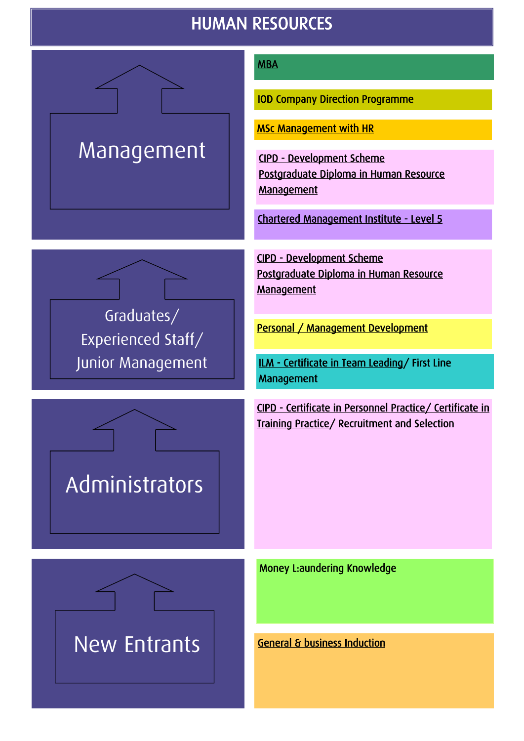# HUMAN RESOURCES

## Management

- MBA
- IOD Company Direction Programme
- MSc Management with HR
- CIPD - Development Scheme
  Postgraduate Diploma in Human Resource Management
- Chartered Management Institute - Level 5

## Graduates/ Experienced Staff/ Junior Management

- CIPD - Development Scheme
  Postgraduate Diploma in Human Resource Management
- Personal / Management Development
- ILM - Certificate in Team Leading/ First Line Management

## Administrators

- CIPD - Certificate in Personnel Practice/ Certificate in Training Practice/ Recruitment and Selection

## New Entrants

- Money L:aundering Knowledge
- General & business Induction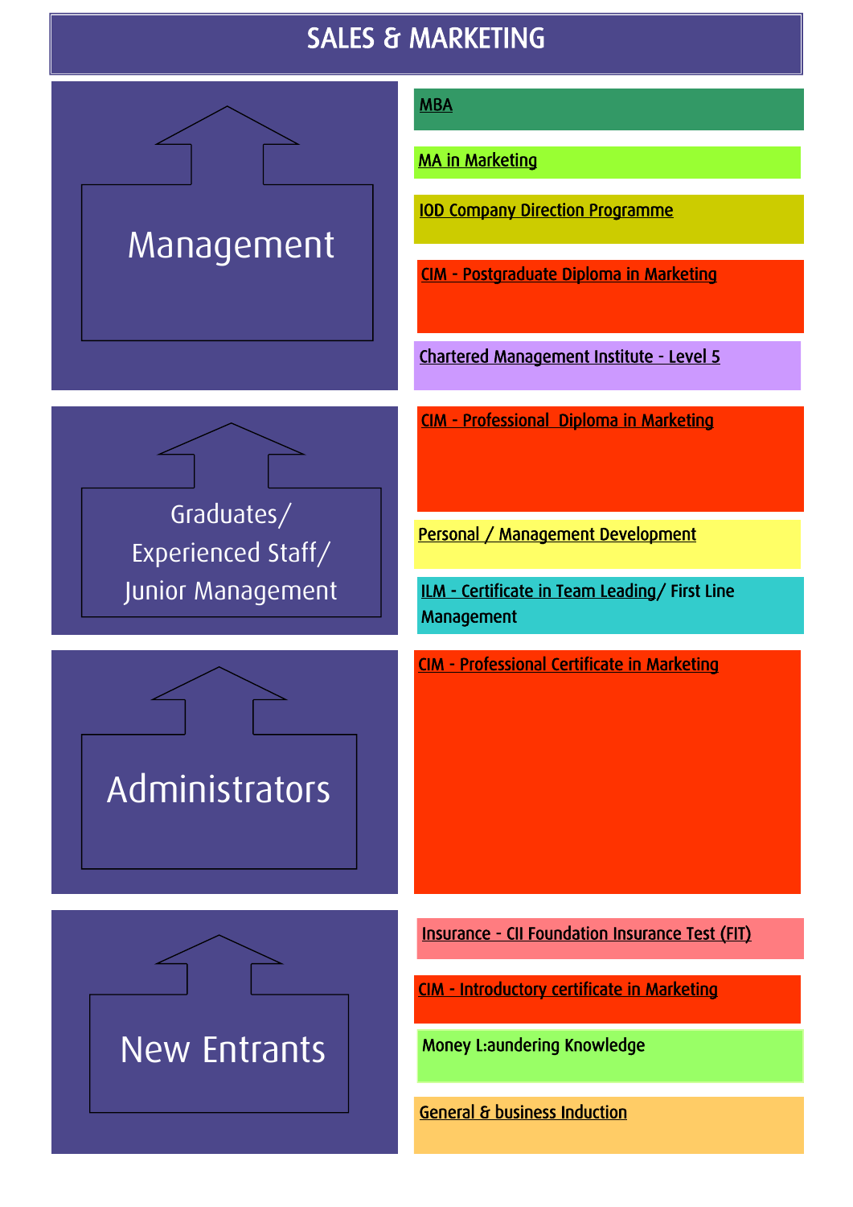# SALES & MARKETING

## Management

- MBA
- MA in Marketing
- IOD Company Direction Programme
- CIM - Postgraduate Diploma in Marketing
- Chartered Management Institute - Level 5

## Graduates/ Experienced Staff/ Junior Management

- CIM - Professional Diploma in Marketing
- Personal / Management Development
- ILM - Certificate in Team Leading/ First Line Management

## Administrators

- CIM - Professional Certificate in Marketing

## New Entrants

- Insurance - CII Foundation Insurance Test (FIT)
- CIM - Introductory certificate in Marketing
- Money L:aundering Knowledge
- General & business Induction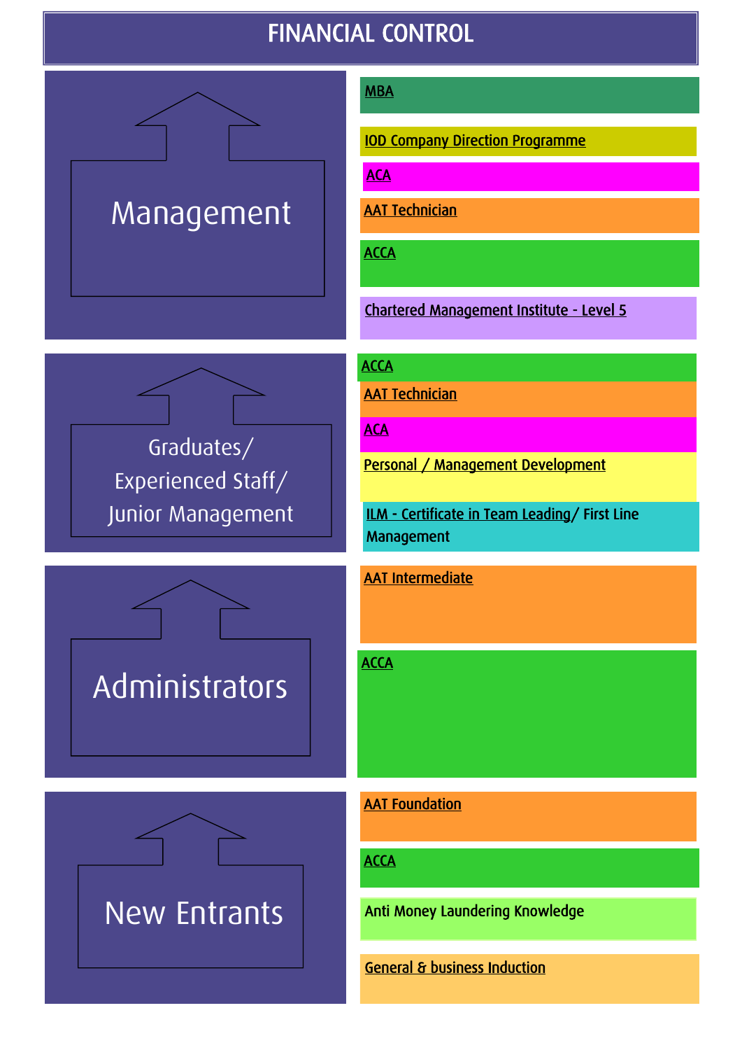# FINANCIAL CONTROL

## Management

- MBA
- IOD Company Direction Programme
- ACA
- AAT Technician
- ACCA
- Chartered Management Institute - Level 5

## Graduates/ Experienced Staff/ Junior Management

- ACCA
- AAT Technician
- ACA
- Personal / Management Development
- ILM - Certificate in Team Leading/ First Line Management

## Administrators

- AAT Intermediate
- ACCA

## New Entrants

- AAT Foundation
- ACCA
- Anti Money Laundering Knowledge
- General & business Induction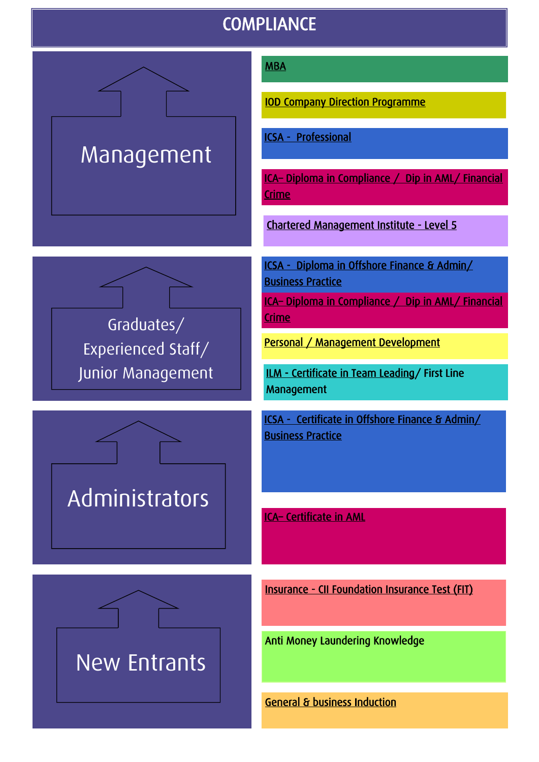# COMPLIANCE

## Management

- MBA
- IOD Company Direction Programme
- ICSA - Professional
- ICA– Diploma in Compliance / Dip in AML/ Financial Crime
- Chartered Management Institute - Level 5

## Graduates/ Experienced Staff/ Junior Management

- ICSA - Diploma in Offshore Finance & Admin/ Business Practice
- ICA– Diploma in Compliance / Dip in AML/ Financial Crime
- Personal / Management Development
- ILM - Certificate in Team Leading/ First Line Management

## Administrators

- ICSA - Certificate in Offshore Finance & Admin/ Business Practice
- ICA– Certificate in AML

## New Entrants

- Insurance - CII Foundation Insurance Test (FIT)
- Anti Money Laundering Knowledge
- General & business Induction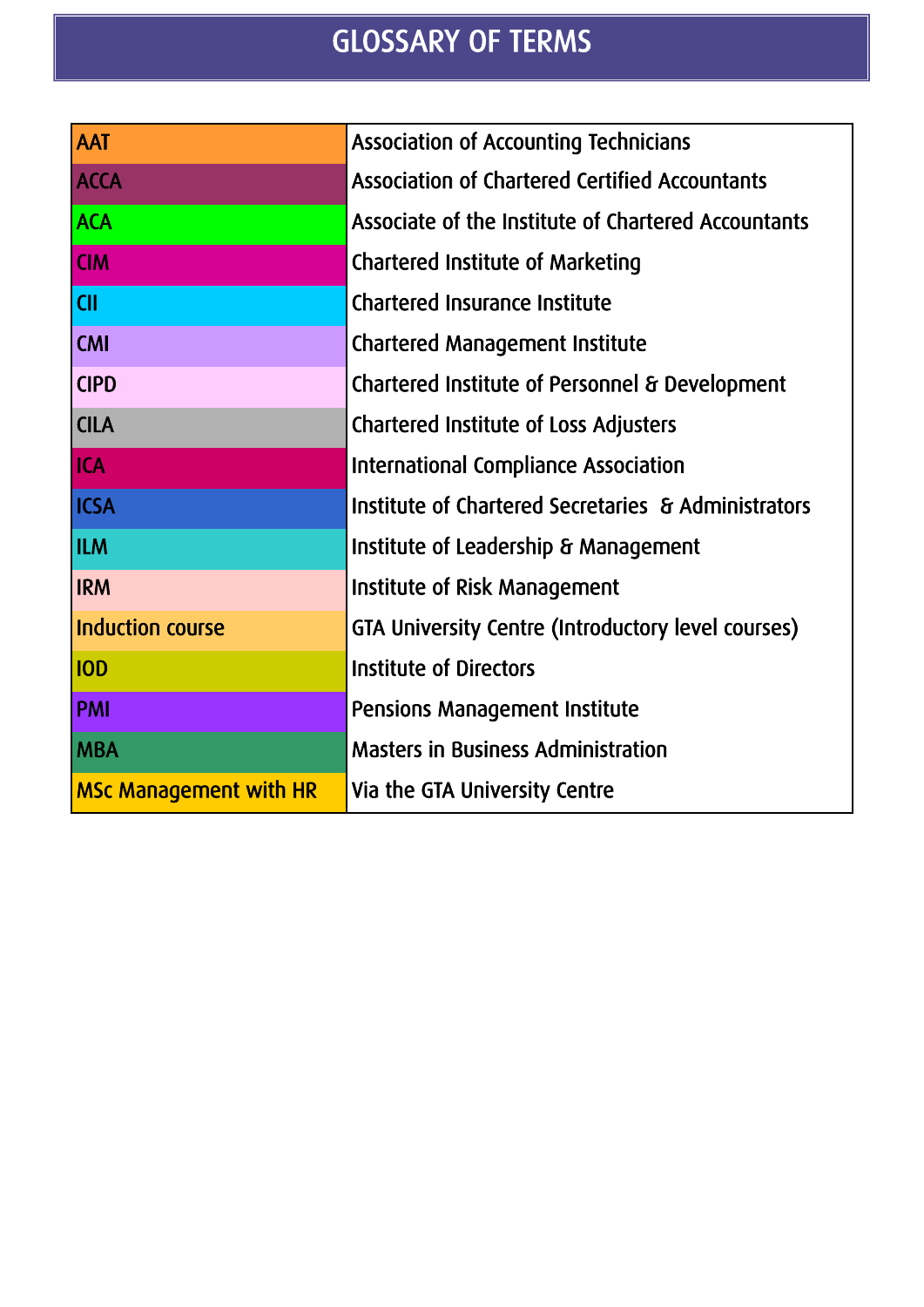# GLOSSARY OF TERMS

| | |
|---|---|
| AAT | Association of Accounting Technicians |
| ACCA | Association of Chartered Certified Accountants |
| ACA | Associate of the Institute of Chartered Accountants |
| CIM | Chartered Institute of Marketing |
| CII | Chartered Insurance Institute |
| CMI | Chartered Management Institute |
| CIPD | Chartered Institute of Personnel & Development |
| CILA | Chartered Institute of Loss Adjusters |
| ICA | International Compliance Association |
| ICSA | Institute of Chartered Secretaries & Administrators |
| ILM | Institute of Leadership & Management |
| IRM | Institute of Risk Management |
| Induction course | GTA University Centre (Introductory level courses) |
| IOD | Institute of Directors |
| PMI | Pensions Management Institute |
| MBA | Masters in Business Administration |
| MSc Management with HR | Via the GTA University Centre |